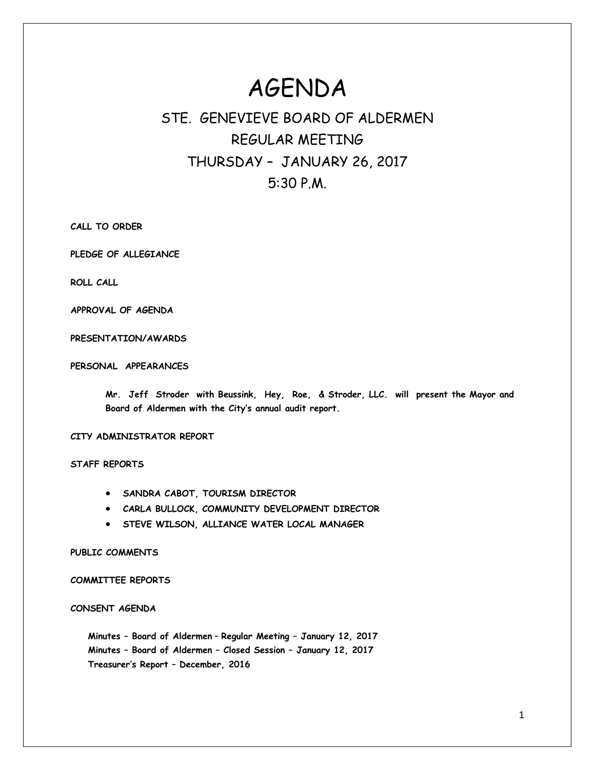# AGENDA

## STE. GENEVIEVE BOARD OF ALDERMEN
## REGULAR MEETING
## THURSDAY – JANUARY 26, 2017
## 5:30 P.M.

**CALL TO ORDER**

**PLEDGE OF ALLEGIANCE**

**ROLL CALL**

**APPROVAL OF AGENDA**

**PRESENTATION/AWARDS**

**PERSONAL APPEARANCES**

**Mr. Jeff Stroder with Beussink, Hey, Roe, & Stroder, LLC. will present the Mayor and Board of Aldermen with the City's annual audit report.**

**CITY ADMINISTRATOR REPORT**

**STAFF REPORTS**

- **SANDRA CABOT, TOURISM DIRECTOR**
- **CARLA BULLOCK, COMMUNITY DEVELOPMENT DIRECTOR**
- **STEVE WILSON, ALLIANCE WATER LOCAL MANAGER**

**PUBLIC COMMENTS**

**COMMITTEE REPORTS**

**CONSENT AGENDA**

**Minutes – Board of Aldermen – Regular Meeting – January 12, 2017**
**Minutes – Board of Aldermen – Closed Session – January 12, 2017**
**Treasurer's Report – December, 2016**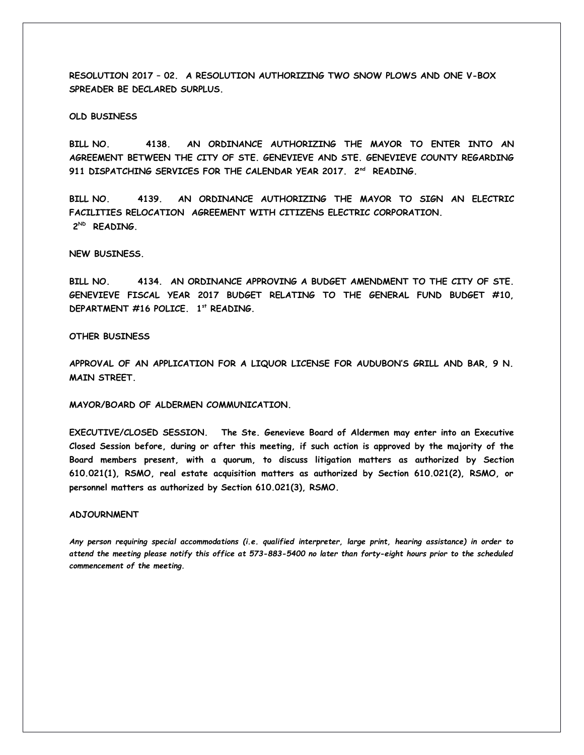**RESOLUTION 2017 – 02. A RESOLUTION AUTHORIZING TWO SNOW PLOWS AND ONE V-BOX SPREADER BE DECLARED SURPLUS.**

**OLD BUSINESS**

**BILL NO. 4138. AN ORDINANCE AUTHORIZING THE MAYOR TO ENTER INTO AN AGREEMENT BETWEEN THE CITY OF STE. GENEVIEVE AND STE. GENEVIEVE COUNTY REGARDING 911 DISPATCHING SERVICES FOR THE CALENDAR YEAR 2017. 2nd READING.**

**BILL NO. 4139. AN ORDINANCE AUTHORIZING THE MAYOR TO SIGN AN ELECTRIC FACILITIES RELOCATION AGREEMENT WITH CITIZENS ELECTRIC CORPORATION. 2ND READING.**

**NEW BUSINESS.**

**BILL NO. 4134. AN ORDINANCE APPROVING A BUDGET AMENDMENT TO THE CITY OF STE. GENEVIEVE FISCAL YEAR 2017 BUDGET RELATING TO THE GENERAL FUND BUDGET #10, DEPARTMENT #16 POLICE. 1st READING.**

**OTHER BUSINESS**

**APPROVAL OF AN APPLICATION FOR A LIQUOR LICENSE FOR AUDUBON'S GRILL AND BAR, 9 N. MAIN STREET.**

**MAYOR/BOARD OF ALDERMEN COMMUNICATION.**

**EXECUTIVE/CLOSED SESSION. The Ste. Genevieve Board of Aldermen may enter into an Executive Closed Session before, during or after this meeting, if such action is approved by the majority of the Board members present, with a quorum, to discuss litigation matters as authorized by Section 610.021(1), RSMO, real estate acquisition matters as authorized by Section 610.021(2), RSMO, or personnel matters as authorized by Section 610.021(3), RSMO.**

**ADJOURNMENT**

***Any person requiring special accommodations (i.e. qualified interpreter, large print, hearing assistance) in order to attend the meeting please notify this office at 573-883-5400 no later than forty-eight hours prior to the scheduled commencement of the meeting.***